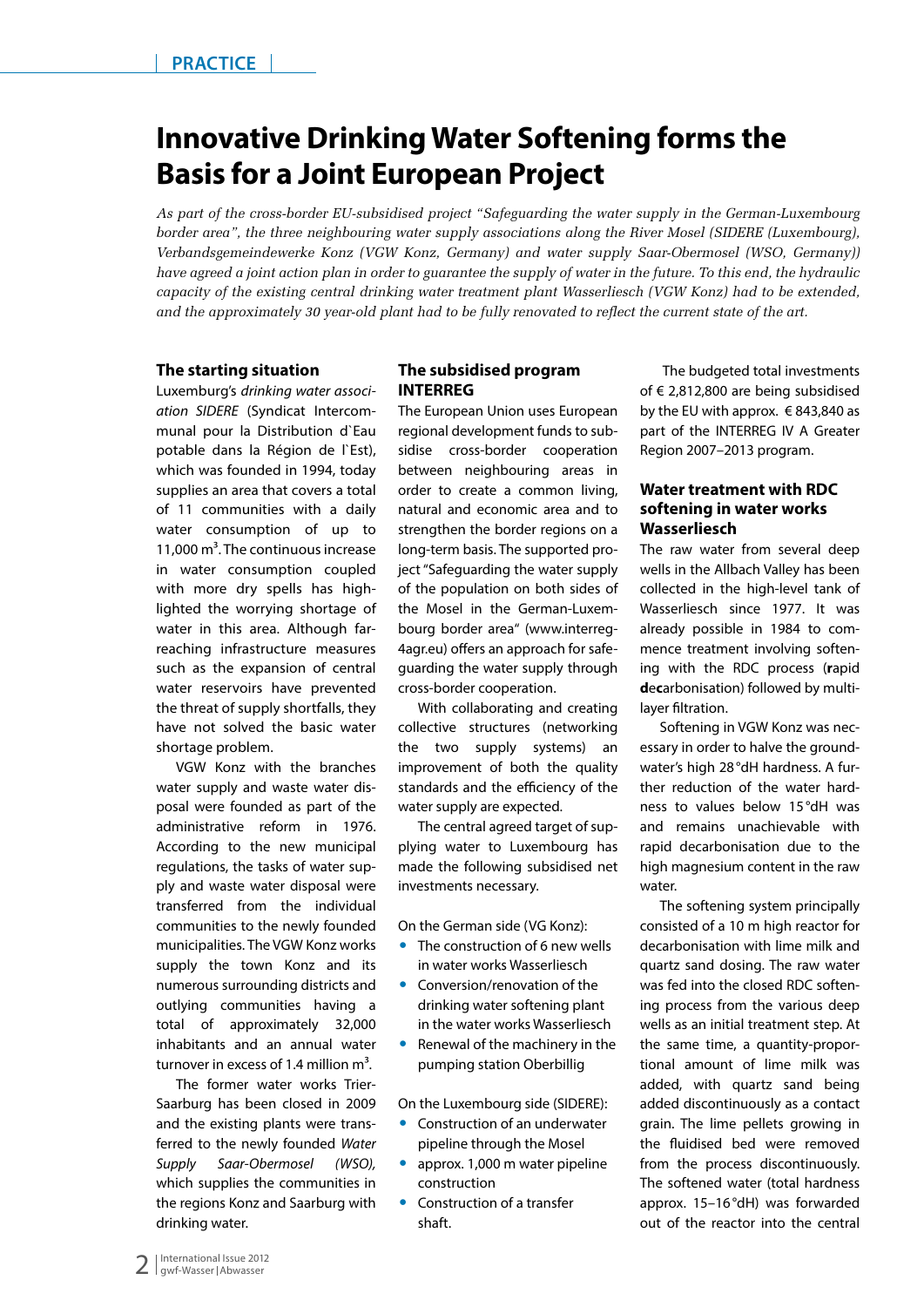# Innovative Drinking Water Softening forms the Basis for a Joint European Project

*As part of the cross-border EU-subsidised project "Safeguarding the water supply in the German-Luxembourg border area", the three neighbouring water supply associations along the River Mosel (SIDERE (Luxembourg), Verbandsgemeindewerke Konz (VGW Konz, Germany) and water supply Saar-Obermosel (WSO, Germany)) have agreed a joint action plan in order to guarantee the supply of water in the future. To this end, the hydraulic capacity of the existing central drinking water treatment plant Wasserliesch (VGW Konz) had to be extended, and the approximately 30 year-old plant had to be fully renovated to reflect the current state of the art.*

## The starting situation

Luxemburg's *drinking water association SIDERE* (Syndicat Intercommunal pour la Distribution d`Eau potable dans la Région de l`Est), which was founded in 1994, today supplies an area that covers a total of 11 communities with a daily water consumption of up to 11,000 m³. The continuous increase in water consumption coupled with more dry spells has highlighted the worrying shortage of water in this area. Although far-reaching infrastructure measures such as the expansion of central water reservoirs have prevented the threat of supply shortfalls, they have not solved the basic water shortage problem.

VGW Konz with the branches water supply and waste water disposal were founded as part of the administrative reform in 1976. According to the new municipal regulations, the tasks of water supply and waste water disposal were transferred from the individual communities to the newly founded municipalities. The VGW Konz works supply the town Konz and its numerous surrounding districts and outlying communities having a total of approximately 32,000 inhabitants and an annual water turnover in excess of 1.4 million m³.

The former water works Trier-Saarburg has been closed in 2009 and the existing plants were transferred to the newly founded *Water Supply Saar-Obermosel (WSO)*, which supplies the communities in the regions Konz and Saarburg with drinking water.

## The subsidised program INTERREG

The European Union uses European regional development funds to subsidise cross-border cooperation between neighbouring areas in order to create a common living, natural and economic area and to strengthen the border regions on a long-term basis. The supported project "Safeguarding the water supply of the population on both sides of the Mosel in the German-Luxembourg border area" (www.interreg-4agr.eu) offers an approach for safeguarding the water supply through cross-border cooperation.

With collaborating and creating collective structures (networking the two supply systems) an improvement of both the quality standards and the efficiency of the water supply are expected.

The central agreed target of supplying water to Luxembourg has made the following subsidised net investments necessary.

On the German side (VG Konz):

- The construction of 6 new wells in water works Wasserliesch
- Conversion/renovation of the drinking water softening plant in the water works Wasserliesch
- Renewal of the machinery in the pumping station Oberbillig

On the Luxembourg side (SIDERE):

- Construction of an underwater pipeline through the Mosel
- approx. 1,000 m water pipeline construction
- Construction of a transfer shaft.

The budgeted total investments of € 2,812,800 are being subsidised by the EU with approx. € 843,840 as part of the INTERREG IV A Greater Region 2007–2013 program.

## Water treatment with RDC softening in water works Wasserliesch

The raw water from several deep wells in the Allbach Valley has been collected in the high-level tank of Wasserliesch since 1977. It was already possible in 1984 to commence treatment involving softening with the RDC process (**r**apid **dec**arbonisation) followed by multi-layer filtration.

Softening in VGW Konz was necessary in order to halve the groundwater's high 28 °dH hardness. A further reduction of the water hardness to values below 15 °dH was and remains unachievable with rapid decarbonisation due to the high magnesium content in the raw water.

The softening system principally consisted of a 10 m high reactor for decarbonisation with lime milk and quartz sand dosing. The raw water was fed into the closed RDC softening process from the various deep wells as an initial treatment step. At the same time, a quantity-proportional amount of lime milk was added, with quartz sand being added discontinuously as a contact grain. The lime pellets growing in the fluidised bed were removed from the process discontinuously. The softened water (total hardness approx. 15–16 °dH) was forwarded out of the reactor into the central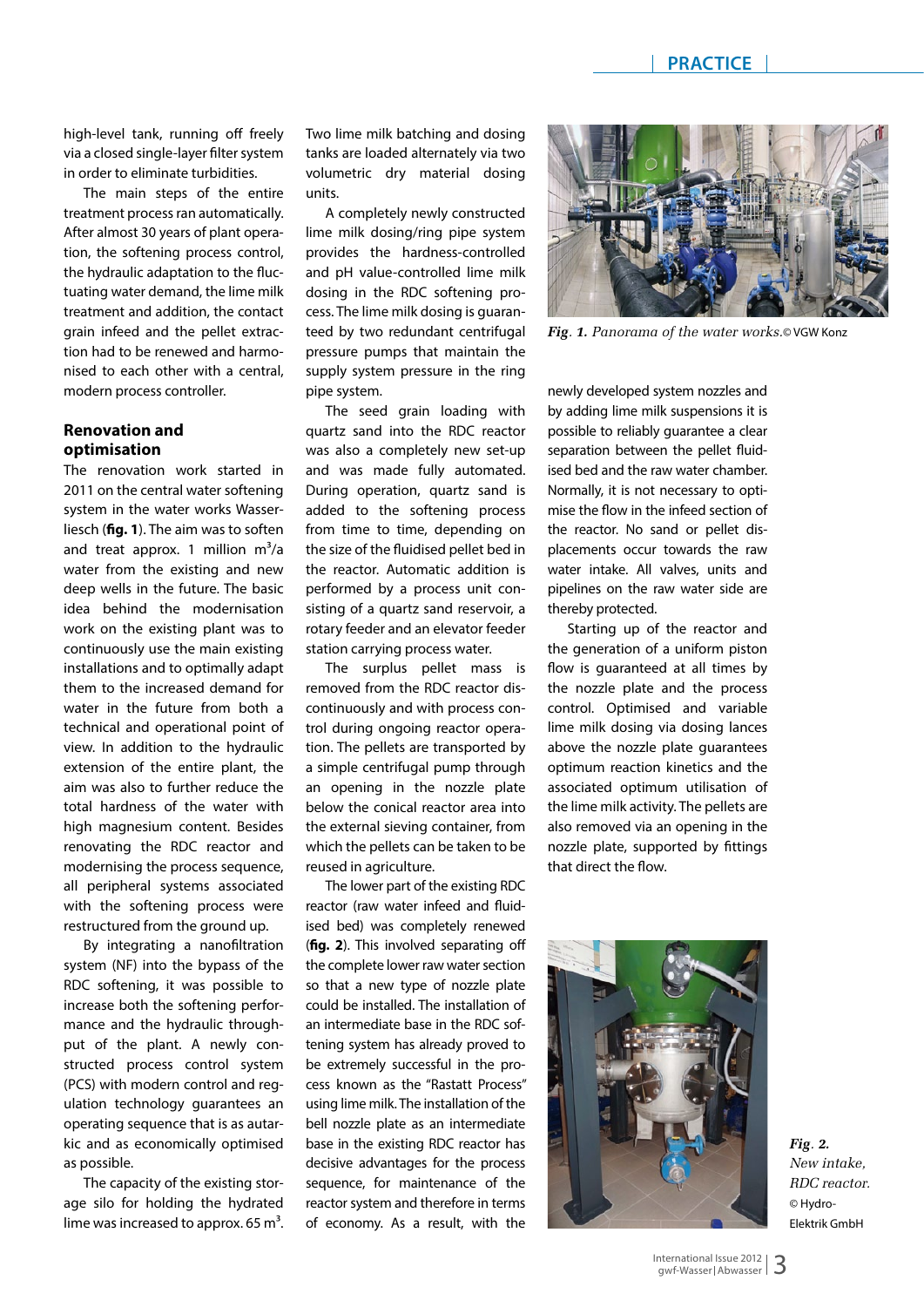high-level tank, running off freely via a closed single-layer filter system in order to eliminate turbidities.

The main steps of the entire treatment process ran automatically. After almost 30 years of plant operation, the softening process control, the hydraulic adaptation to the fluctuating water demand, the lime milk treatment and addition, the contact grain infeed and the pellet extraction had to be renewed and harmonised to each other with a central, modern process controller.

## Renovation and optimisation

The renovation work started in 2011 on the central water softening system in the water works Wasserliesch (**fig. 1**). The aim was to soften and treat approx. 1 million $m^3$/a water from the existing and new deep wells in the future. The basic idea behind the modernisation work on the existing plant was to continuously use the main existing installations and to optimally adapt them to the increased demand for water in the future from both a technical and operational point of view. In addition to the hydraulic extension of the entire plant, the aim was also to further reduce the total hardness of the water with high magnesium content. Besides renovating the RDC reactor and modernising the process sequence, all peripheral systems associated with the softening process were restructured from the ground up.

By integrating a nanofiltration system (NF) into the bypass of the RDC softening, it was possible to increase both the softening performance and the hydraulic throughput of the plant. A newly constructed process control system (PCS) with modern control and regulation technology guarantees an operating sequence that is as autarkic and as economically optimised as possible.

The capacity of the existing storage silo for holding the hydrated lime was increased to approx. 65 $m^3$. Two lime milk batching and dosing tanks are loaded alternately via two volumetric dry material dosing units.

A completely newly constructed lime milk dosing/ring pipe system provides the hardness-controlled and pH value-controlled lime milk dosing in the RDC softening process. The lime milk dosing is guaranteed by two redundant centrifugal pressure pumps that maintain the supply system pressure in the ring pipe system.

The seed grain loading with quartz sand into the RDC reactor was also a completely new set-up and was made fully automated. During operation, quartz sand is added to the softening process from time to time, depending on the size of the fluidised pellet bed in the reactor. Automatic addition is performed by a process unit consisting of a quartz sand reservoir, a rotary feeder and an elevator feeder station carrying process water.

The surplus pellet mass is removed from the RDC reactor discontinuously and with process control during ongoing reactor operation. The pellets are transported by a simple centrifugal pump through an opening in the nozzle plate below the conical reactor area into the external sieving container, from which the pellets can be taken to be reused in agriculture.

The lower part of the existing RDC reactor (raw water infeed and fluidised bed) was completely renewed (**fig. 2**). This involved separating off the complete lower raw water section so that a new type of nozzle plate could be installed. The installation of an intermediate base in the RDC softening system has already proved to be extremely successful in the process known as the "Rastatt Process" using lime milk. The installation of the bell nozzle plate as an intermediate base in the existing RDC reactor has decisive advantages for the process sequence, for maintenance of the reactor system and therefore in terms of economy. As a result, with the newly developed system nozzles and by adding lime milk suspensions it is possible to reliably guarantee a clear separation between the pellet fluidised bed and the raw water chamber. Normally, it is not necessary to optimise the flow in the infeed section of the reactor. No sand or pellet displacements occur towards the raw water intake. All valves, units and pipelines on the raw water side are thereby protected.

Starting up of the reactor and the generation of a uniform piston flow is guaranteed at all times by the nozzle plate and the process control. Optimised and variable lime milk dosing via dosing lances above the nozzle plate guarantees optimum reaction kinetics and the associated optimum utilisation of the lime milk activity. The pellets are also removed via an opening in the nozzle plate, supported by fittings that direct the flow.

*Fig. 1. Panorama of the water works.* © VGW Konz

*Fig. 2. New intake, RDC reactor.* © Hydro-Elektrik GmbH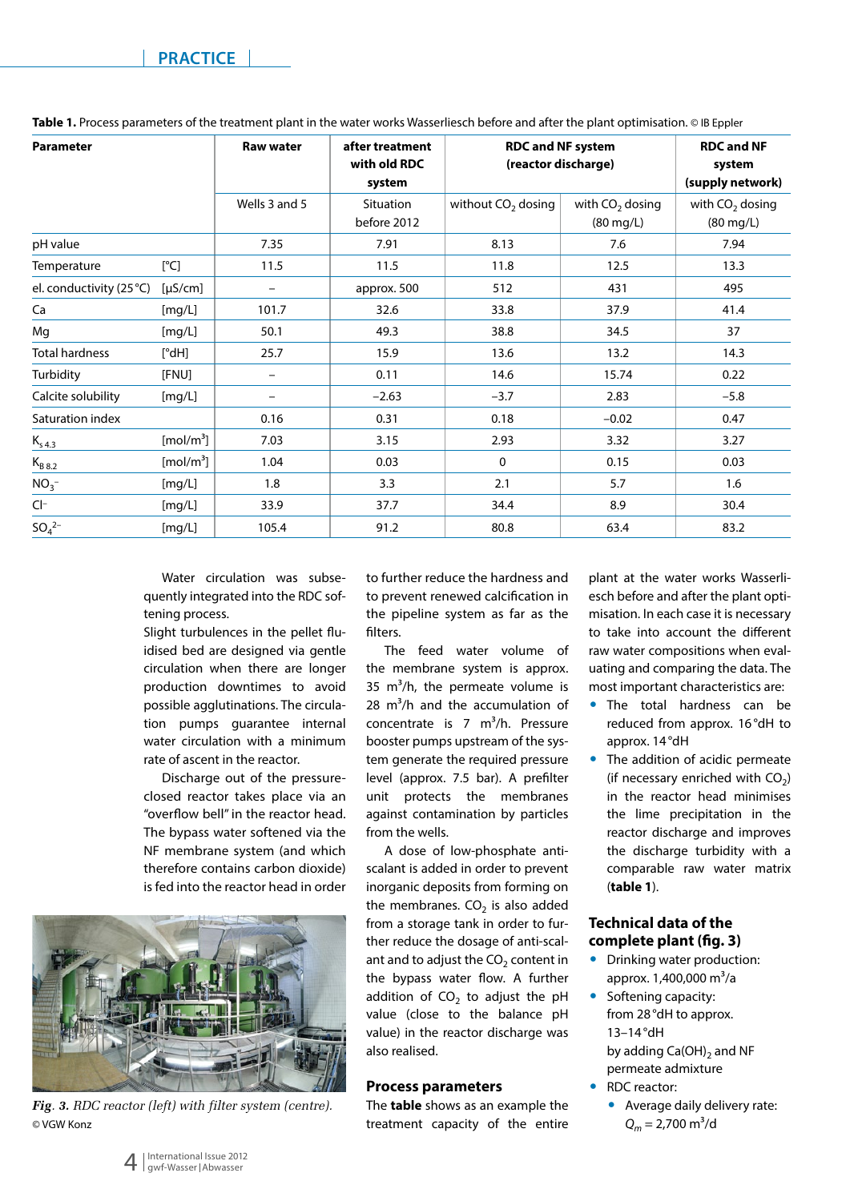**Table 1.** Process parameters of the treatment plant in the water works Wasserliesch before and after the plant optimisation. © IB Eppler

| Parameter | | Raw water | after treatment with old RDC system | RDC and NF system (reactor discharge) | | RDC and NF system (supply network) |
|---|---|---|---|---|---|---|
| | | Wells 3 and 5 | Situation before 2012 | without $CO_2$ dosing | with $CO_2$ dosing (80 mg/L) | with $CO_2$ dosing (80 mg/L) |
| pH value | | 7.35 | 7.91 | 8.13 | 7.6 | 7.94 |
| Temperature | [°C] | 11.5 | 11.5 | 11.8 | 12.5 | 13.3 |
| el. conductivity (25 °C) | [µS/cm] | – | approx. 500 | 512 | 431 | 495 |
| Ca | [mg/L] | 101.7 | 32.6 | 33.8 | 37.9 | 41.4 |
| Mg | [mg/L] | 50.1 | 49.3 | 38.8 | 34.5 | 37 |
| Total hardness | [°dH] | 25.7 | 15.9 | 13.6 | 13.2 | 14.3 |
| Turbidity | [FNU] | – | 0.11 | 14.6 | 15.74 | 0.22 |
| Calcite solubility | [mg/L] | – | −2.63 | −3.7 | 2.83 | −5.8 |
| Saturation index | | 0.16 | 0.31 | 0.18 | −0.02 | 0.47 |
| $K_{s\,4.3}$ | [mol/m³] | 7.03 | 3.15 | 2.93 | 3.32 | 3.27 |
| $K_{B\,8.2}$ | [mol/m³] | 1.04 | 0.03 | 0 | 0.15 | 0.03 |
| $NO_3^-$ | [mg/L] | 1.8 | 3.3 | 2.1 | 5.7 | 1.6 |
| $Cl^-$ | [mg/L] | 33.9 | 37.7 | 34.4 | 8.9 | 30.4 |
| $SO_4^{2-}$ | [mg/L] | 105.4 | 91.2 | 80.8 | 63.4 | 83.2 |

Water circulation was subsequently integrated into the RDC softening process.

Slight turbulences in the pellet fluidised bed are designed via gentle circulation when there are longer production downtimes to avoid possible agglutinations. The circulation pumps guarantee internal water circulation with a minimum rate of ascent in the reactor.

Discharge out of the pressure-closed reactor takes place via an "overflow bell" in the reactor head. The bypass water softened via the NF membrane system (and which therefore contains carbon dioxide) is fed into the reactor head in order to further reduce the hardness and to prevent renewed calcification in the pipeline system as far as the filters.

The feed water volume of the membrane system is approx. 35 m³/h, the permeate volume is 28 m³/h and the accumulation of concentrate is 7 m³/h. Pressure booster pumps upstream of the system generate the required pressure level (approx. 7.5 bar). A prefilter unit protects the membranes against contamination by particles from the wells.

A dose of low-phosphate anti-scalant is added in order to prevent inorganic deposits from forming on the membranes. $CO_2$ is also added from a storage tank in order to further reduce the dosage of anti-scalant and to adjust the $CO_2$ content in the bypass water flow. A further addition of $CO_2$ to adjust the pH value (close to the balance pH value) in the reactor discharge was also realised.

*Fig. 3. RDC reactor (left) with filter system (centre).* © VGW Konz

## Process parameters

The **table** shows as an example the treatment capacity of the entire plant at the water works Wasserliesch before and after the plant optimisation. In each case it is necessary to take into account the different raw water compositions when evaluating and comparing the data. The most important characteristics are:

- The total hardness can be reduced from approx. 16 °dH to approx. 14 °dH
- The addition of acidic permeate (if necessary enriched with $CO_2$) in the reactor head minimises the lime precipitation in the reactor discharge and improves the discharge turbidity with a comparable raw water matrix (**table 1**).

## Technical data of the complete plant (fig. 3)

- Drinking water production: approx. 1,400,000 m³/a
- Softening capacity: from 28 °dH to approx. 13–14 °dH by adding $Ca(OH)_2$ and NF permeate admixture
- RDC reactor:
  - Average daily delivery rate: $Q_m$ = 2,700 m³/d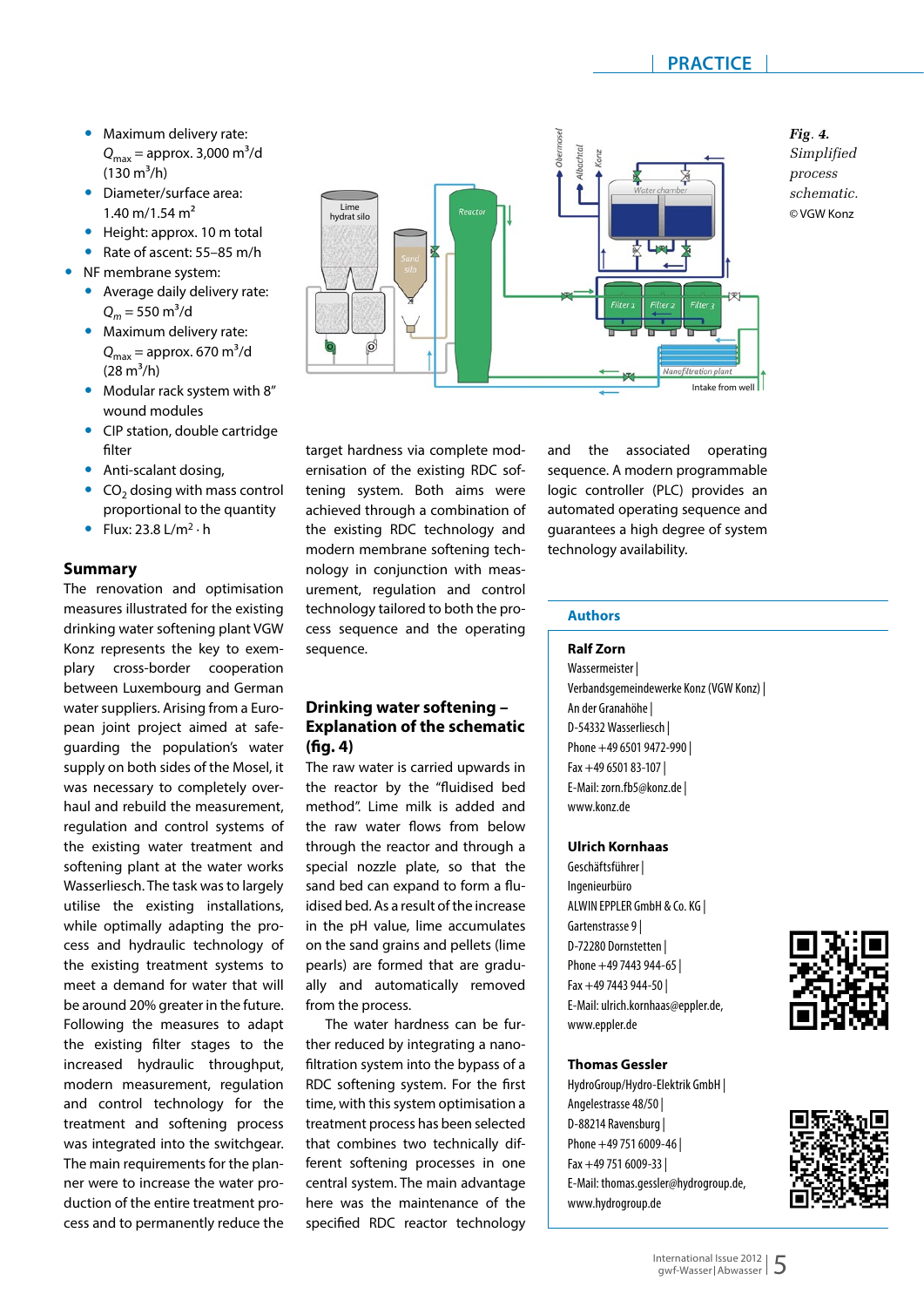- Maximum delivery rate: $Q_{max}$ = approx. 3,000 $m^3$/d (130 $m^3$/h)
- Diameter/surface area: 1.40 m/1.54 $m^2$
- Height: approx. 10 m total
- Rate of ascent: 55–85 m/h
- NF membrane system:
  - Average daily delivery rate: $Q_m$ = 550 $m^3$/d
  - Maximum delivery rate: $Q_{max}$ = approx. 670 $m^3$/d (28 $m^3$/h)
  - Modular rack system with 8" wound modules
  - CIP station, double cartridge filter
  - Anti-scalant dosing,
  - $CO_2$ dosing with mass control proportional to the quantity
  - Flux: 23.8 L/$m^2$ · h

Lime hydrat silo
Sand silo
Reactor
Obermosel
Albachtal
Konz
Water chamber
Filter 1
Filter 2
Filter 3
Nanofiltration plant
Intake from well

*Fig. 4. Simplified process schematic.* © VGW Konz

## Summary

The renovation and optimisation measures illustrated for the existing drinking water softening plant VGW Konz represents the key to exemplary cross-border cooperation between Luxembourg and German water suppliers. Arising from a European joint project aimed at safeguarding the population's water supply on both sides of the Mosel, it was necessary to completely overhaul and rebuild the measurement, regulation and control systems of the existing water treatment and softening plant at the water works Wasserliesch. The task was to largely utilise the existing installations, while optimally adapting the process and hydraulic technology of the existing treatment systems to meet a demand for water that will be around 20% greater in the future. Following the measures to adapt the existing filter stages to the increased hydraulic throughput, modern measurement, regulation and control technology for the treatment and softening process was integrated into the switchgear. The main requirements for the planner were to increase the water production of the entire treatment process and to permanently reduce the target hardness via complete modernisation of the existing RDC softening system. Both aims were achieved through a combination of the existing RDC technology and modern membrane softening technology in conjunction with measurement, regulation and control technology tailored to both the process sequence and the operating sequence.

## Drinking water softening – Explanation of the schematic (fig. 4)

The raw water is carried upwards in the reactor by the "fluidised bed method". Lime milk is added and the raw water flows from below through the reactor and through a special nozzle plate, so that the sand bed can expand to form a fluidised bed. As a result of the increase in the pH value, lime accumulates on the sand grains and pellets (lime pearls) are formed that are gradually and automatically removed from the process.

The water hardness can be further reduced by integrating a nanofiltration system into the bypass of a RDC softening system. For the first time, with this system optimisation a treatment process has been selected that combines two technically different softening processes in one central system. The main advantage here was the maintenance of the specified RDC reactor technology and the associated operating sequence. A modern programmable logic controller (PLC) provides an automated operating sequence and guarantees a high degree of system technology availability.

### Authors

**Ralf Zorn**
Wassermeister |
Verbandsgemeindewerke Konz (VGW Konz) |
An der Granahöhe |
D-54332 Wasserliesch |
Phone +49 6501 9472-990 |
Fax +49 6501 83-107 |
E-Mail: zorn.fb5@konz.de |
www.konz.de

**Ulrich Kornhaas**
Geschäftsführer |
Ingenieurbüro
ALWIN EPPLER GmbH & Co. KG |
Gartenstrasse 9 |
D-72280 Dornstetten |
Phone +49 7443 944-65 |
Fax +49 7443 944-50 |
E-Mail: ulrich.kornhaas@eppler.de,
www.eppler.de

**Thomas Gessler**
HydroGroup/Hydro-Elektrik GmbH |
Angelestrasse 48/50 |
D-88214 Ravensburg |
Phone +49 751 6009-46 |
Fax +49 751 6009-33 |
E-Mail: thomas.gessler@hydrogroup.de,
www.hydrogroup.de